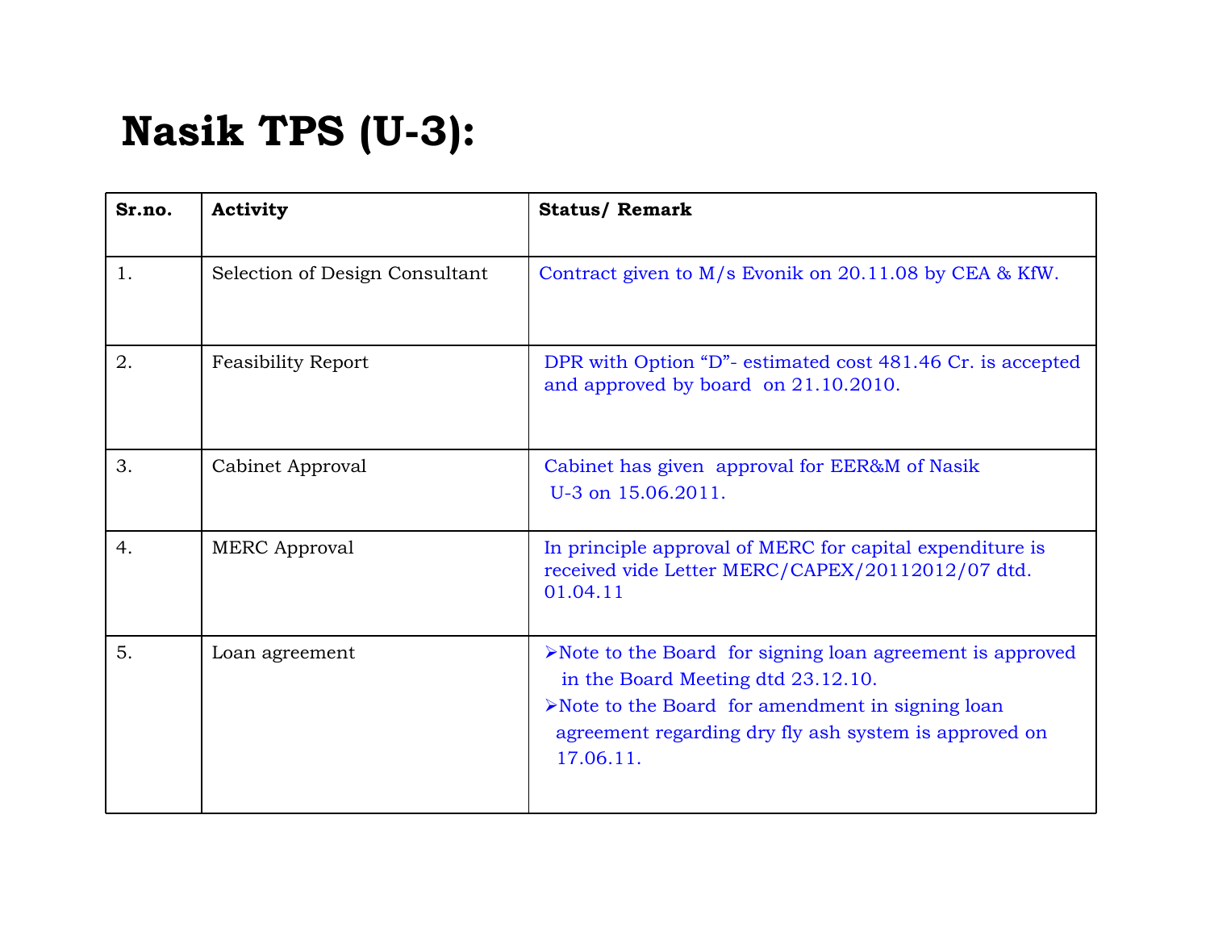# Nasik TPS (U-3):

| Sr.no. | Activity | Status/ Remark |
| --- | --- | --- |
| 1. | Selection of Design Consultant | Contract given to M/s Evonik on 20.11.08 by CEA & KfW. |
| 2. | Feasibility Report | DPR with Option "D"- estimated cost 481.46 Cr. is accepted and approved by board on 21.10.2010. |
| 3. | Cabinet Approval | Cabinet has given approval for EER&M of Nasik U-3 on 15.06.2011. |
| 4. | MERC Approval | In principle approval of MERC for capital expenditure is received vide Letter MERC/CAPEX/20112012/07 dtd. 01.04.11 |
| 5. | Loan agreement | ➢Note to the Board for signing loan agreement is approved in the Board Meeting dtd 23.12.10.<br>➢Note to the Board for amendment in signing loan agreement regarding dry fly ash system is approved on 17.06.11. |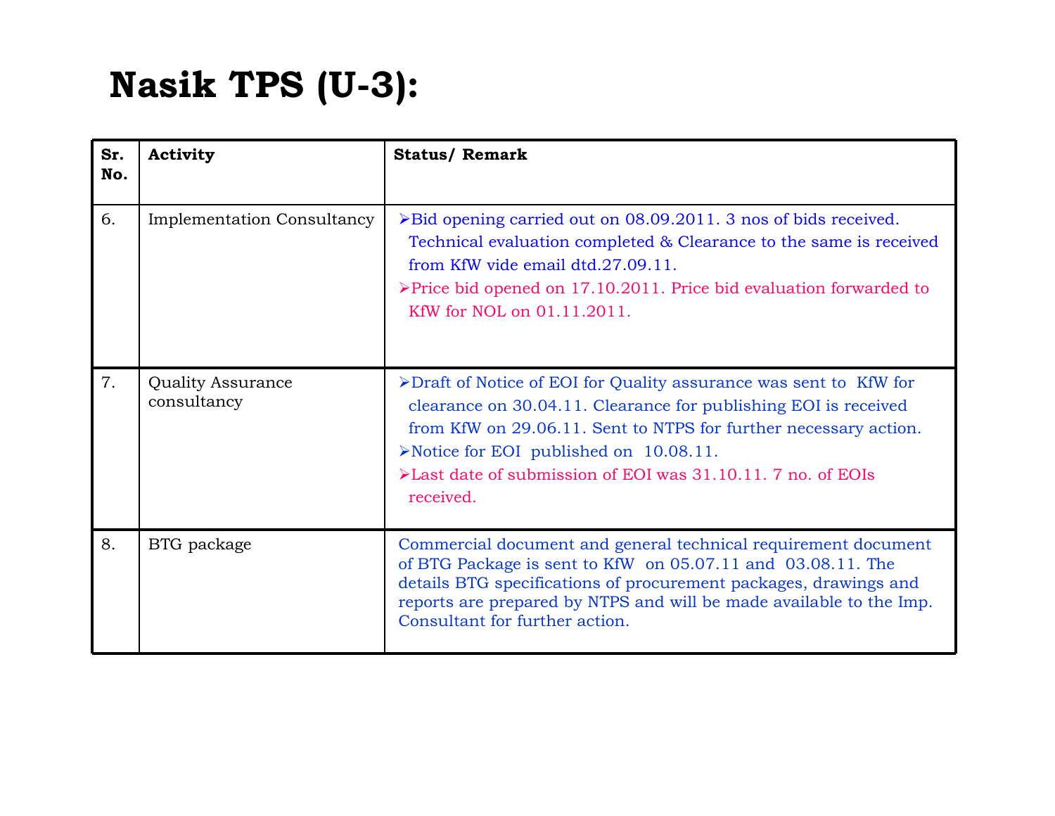# Nasik TPS (U-3):

| Sr. No. | Activity | Status/ Remark |
|---|---|---|
| 6. | Implementation Consultancy | ➢Bid opening carried out on 08.09.2011. 3 nos of bids received. Technical evaluation completed & Clearance to the same is received from KfW vide email dtd.27.09.11.<br>➢Price bid opened on 17.10.2011. Price bid evaluation forwarded to KfW for NOL on 01.11.2011. |
| 7. | Quality Assurance consultancy | ➢Draft of Notice of EOI for Quality assurance was sent to KfW for clearance on 30.04.11. Clearance for publishing EOI is received from KfW on 29.06.11. Sent to NTPS for further necessary action.<br>➢Notice for EOI published on 10.08.11.<br>➢Last date of submission of EOI was 31.10.11. 7 no. of EOIs received. |
| 8. | BTG package | Commercial document and general technical requirement document of BTG Package is sent to KfW on 05.07.11 and 03.08.11. The details BTG specifications of procurement packages, drawings and reports are prepared by NTPS and will be made available to the Imp. Consultant for further action. |